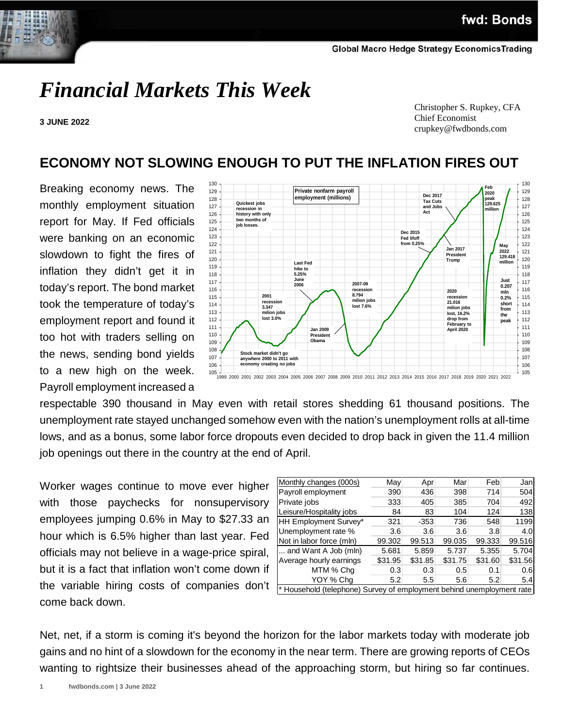# Financial Markets This Week

**3 JUNE 2022**

Christopher S. Rupkey, CFA
Chief Economist
crupkey@fwdbonds.com

## ECONOMY NOT SLOWING ENOUGH TO PUT THE INFLATION FIRES OUT

Breaking economy news. The monthly employment situation report for May. If Fed officials were banking on an economic slowdown to fight the fires of inflation they didn't get it in today's report. The bond market took the temperature of today's employment report and found it too hot with traders selling on the news, sending bond yields to a new high on the week. Payroll employment increased a respectable 390 thousand in May even with retail stores shedding 61 thousand positions. The unemployment rate stayed unchanged somehow even with the nation's unemployment rolls at all-time lows, and as a bonus, some labor force dropouts even decided to drop back in given the 11.4 million job openings out there in the country at the end of April.

Worker wages continue to move ever higher with those paychecks for nonsupervisory employees jumping 0.6% in May to $27.33 an hour which is 6.5% higher than last year. Fed officials may not believe in a wage-price spiral, but it is a fact that inflation won't come down if the variable hiring costs of companies don't come back down.

| Monthly changes (000s) | May | Apr | Mar | Feb | Jan |
|---|---|---|---|---|---|
| Payroll employment | 390 | 436 | 398 | 714 | 504 |
| Private jobs | 333 | 405 | 385 | 704 | 492 |
| Leisure/Hospitality jobs | 84 | 83 | 104 | 124 | 138 |
| HH Employment Survey* | 321 | -353 | 736 | 548 | 1199 |
| Unemployment rate % | 3.6 | 3.6 | 3.6 | 3.8 | 4.0 |
| Not in labor force (mln) | 99.302 | 99.513 | 99.035 | 99.333 | 99.516 |
| ... and Want A Job (mln) | 5.681 | 5.859 | 5.737 | 5.355 | 5.704 |
| Average hourly earnings | $31.95 | $31.85 | $31.75 | $31.60 | $31.56 |
| MTM % Chg | 0.3 | 0.3 | 0.5 | 0.1 | 0.6 |
| YOY % Chg | 5.2 | 5.5 | 5.6 | 5.2 | 5.4 |

\* Household (telephone) Survey of employment behind unemployment rate

Net, net, if a storm is coming it's beyond the horizon for the labor markets today with moderate job gains and no hint of a slowdown for the economy in the near term. There are growing reports of CEOs wanting to rightsize their businesses ahead of the approaching storm, but hiring so far continues.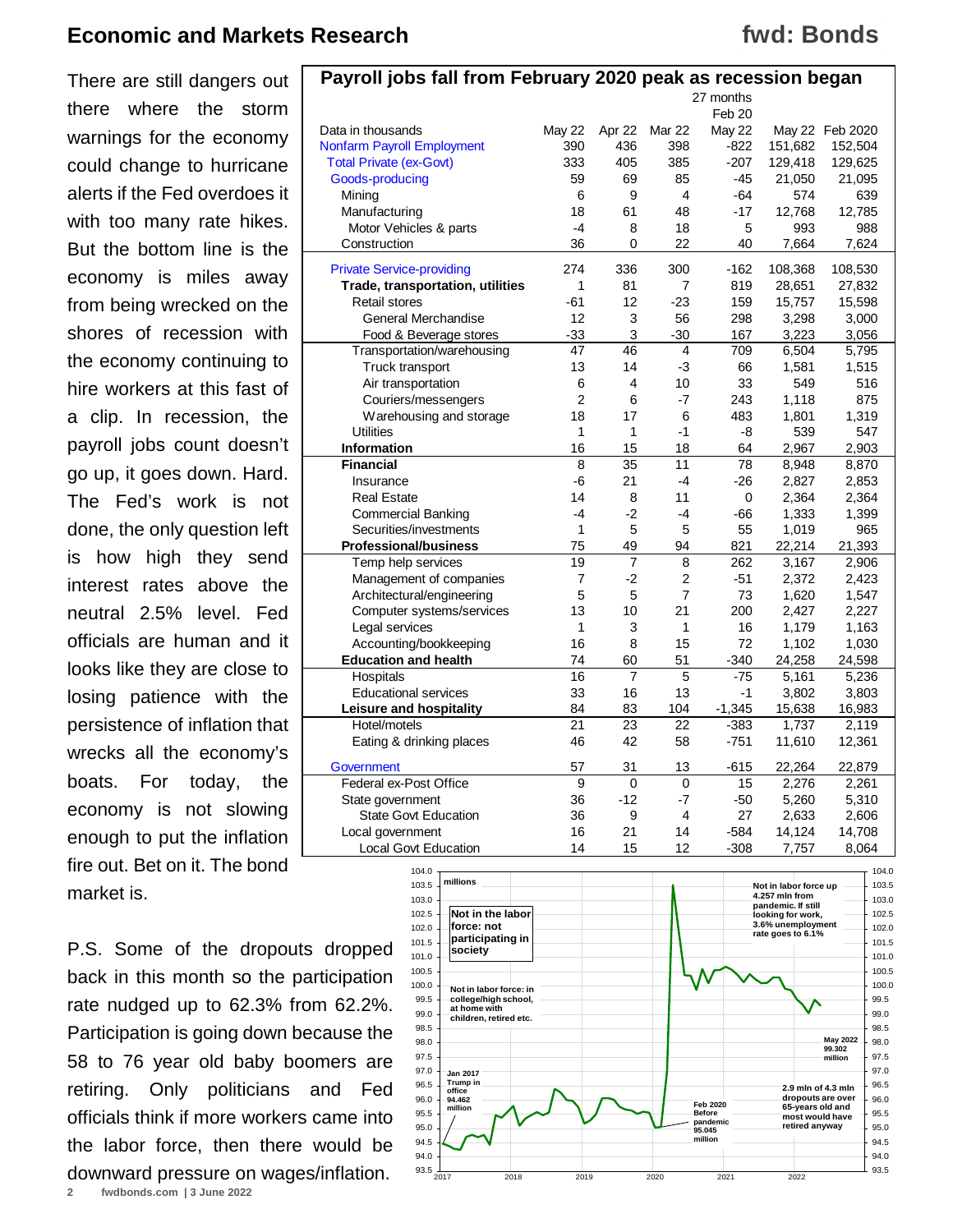There are still dangers out there where the storm warnings for the economy could change to hurricane alerts if the Fed overdoes it with too many rate hikes. But the bottom line is the economy is miles away from being wrecked on the shores of recession with the economy continuing to hire workers at this fast of a clip. In recession, the payroll jobs count doesn't go up, it goes down. Hard. The Fed's work is not done, the only question left is how high they send interest rates above the neutral 2.5% level. Fed officials are human and it looks like they are close to losing patience with the persistence of inflation that wrecks all the economy's boats. For today, the economy is not slowing enough to put the inflation fire out. Bet on it. The bond market is.

**Payroll jobs fall from February 2020 peak as recession began**

| Data in thousands | May 22 | Apr 22 | Mar 22 | 27 months Feb 20 May 22 | May 22 | Feb 2020 |
|---|---|---|---|---|---|---|
| Nonfarm Payroll Employment | 390 | 436 | 398 | -822 | 151,682 | 152,504 |
| Total Private (ex-Govt) | 333 | 405 | 385 | -207 | 129,418 | 129,625 |
| Goods-producing | 59 | 69 | 85 | -45 | 21,050 | 21,095 |
| Mining | 6 | 9 | 4 | -64 | 574 | 639 |
| Manufacturing | 18 | 61 | 48 | -17 | 12,768 | 12,785 |
| Motor Vehicles & parts | -4 | 8 | 18 | 5 | 993 | 988 |
| Construction | 36 | 0 | 22 | 40 | 7,664 | 7,624 |
| Private Service-providing | 274 | 336 | 300 | -162 | 108,368 | 108,530 |
| **Trade, transportation, utilities** | 1 | 81 | 7 | 819 | 28,651 | 27,832 |
| Retail stores | -61 | 12 | -23 | 159 | 15,757 | 15,598 |
| General Merchandise | 12 | 3 | 56 | 298 | 3,298 | 3,000 |
| Food & Beverage stores | -33 | 3 | -30 | 167 | 3,223 | 3,056 |
| Transportation/warehousing | 47 | 46 | 4 | 709 | 6,504 | 5,795 |
| Truck transport | 13 | 14 | -3 | 66 | 1,581 | 1,515 |
| Air transportation | 6 | 4 | 10 | 33 | 549 | 516 |
| Couriers/messengers | 2 | 6 | -7 | 243 | 1,118 | 875 |
| Warehousing and storage | 18 | 17 | 6 | 483 | 1,801 | 1,319 |
| Utilities | 1 | 1 | -1 | -8 | 539 | 547 |
| **Information** | 16 | 15 | 18 | 64 | 2,967 | 2,903 |
| **Financial** | 8 | 35 | 11 | 78 | 8,948 | 8,870 |
| Insurance | -6 | 21 | -4 | -26 | 2,827 | 2,853 |
| Real Estate | 14 | 8 | 11 | 0 | 2,364 | 2,364 |
| Commercial Banking | -4 | -2 | -4 | -66 | 1,333 | 1,399 |
| Securities/investments | 1 | 5 | 5 | 55 | 1,019 | 965 |
| **Professional/business** | 75 | 49 | 94 | 821 | 22,214 | 21,393 |
| Temp help services | 19 | 7 | 8 | 262 | 3,167 | 2,906 |
| Management of companies | 7 | -2 | 2 | -51 | 2,372 | 2,423 |
| Architectural/engineering | 5 | 5 | 7 | 73 | 1,620 | 1,547 |
| Computer systems/services | 13 | 10 | 21 | 200 | 2,427 | 2,227 |
| Legal services | 1 | 3 | 1 | 16 | 1,179 | 1,163 |
| Accounting/bookkeeping | 16 | 8 | 15 | 72 | 1,102 | 1,030 |
| **Education and health** | 74 | 60 | 51 | -340 | 24,258 | 24,598 |
| Hospitals | 16 | 7 | 5 | -75 | 5,161 | 5,236 |
| Educational services | 33 | 16 | 13 | -1 | 3,802 | 3,803 |
| **Leisure and hospitality** | 84 | 83 | 104 | -1,345 | 15,638 | 16,983 |
| Hotel/motels | 21 | 23 | 22 | -383 | 1,737 | 2,119 |
| Eating & drinking places | 46 | 42 | 58 | -751 | 11,610 | 12,361 |
| Government | 57 | 31 | 13 | -615 | 22,264 | 22,879 |
| Federal ex-Post Office | 9 | 0 | 0 | 15 | 2,276 | 2,261 |
| State government | 36 | -12 | -7 | -50 | 5,260 | 5,310 |
| State Govt Education | 36 | 9 | 4 | 27 | 2,633 | 2,606 |
| Local government | 16 | 21 | 14 | -584 | 14,124 | 14,708 |
| Local Govt Education | 14 | 15 | 12 | -308 | 7,757 | 8,064 |

P.S. Some of the dropouts dropped back in this month so the participation rate nudged up to 62.3% from 62.2%. Participation is going down because the 58 to 76 year old baby boomers are retiring. Only politicians and Fed officials think if more workers came into the labor force, then there would be downward pressure on wages/inflation.

Chart: Not in the labor force: not participating in society (millions)

- Not in labor force: in college/high school, at home with children, retired etc.
- Jan 2017 Trump in office 94.462 million
- Feb 2020 Before pandemic 95.045 million
- May 2022 99.302 million
- Not in labor force up 4.257 mln from pandemic. If still looking for work, 3.6% unemployment rate goes to 6.1%
- 2.9 mln of 4.3 mln dropouts are over 65-years old and most would have retired anyway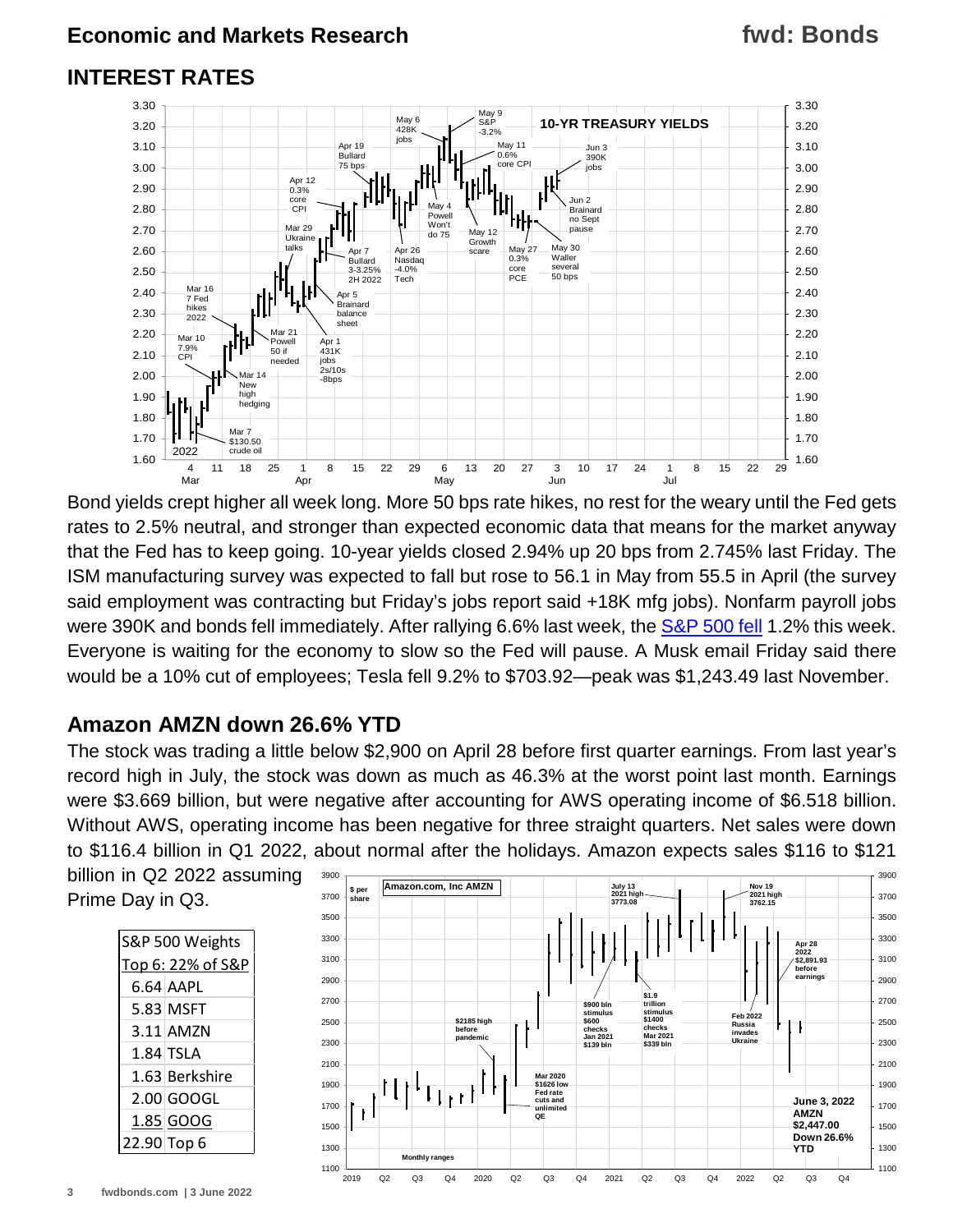## INTEREST RATES

Bond yields crept higher all week long. More 50 bps rate hikes, no rest for the weary until the Fed gets rates to 2.5% neutral, and stronger than expected economic data that means for the market anyway that the Fed has to keep going. 10-year yields closed 2.94% up 20 bps from 2.745% last Friday. The ISM manufacturing survey was expected to fall but rose to 56.1 in May from 55.5 in April (the survey said employment was contracting but Friday's jobs report said +18K mfg jobs). Nonfarm payroll jobs were 390K and bonds fell immediately. After rallying 6.6% last week, the S&P 500 fell 1.2% this week. Everyone is waiting for the economy to slow so the Fed will pause. A Musk email Friday said there would be a 10% cut of employees; Tesla fell 9.2% to $703.92—peak was $1,243.49 last November.

## Amazon AMZN down 26.6% YTD

The stock was trading a little below $2,900 on April 28 before first quarter earnings. From last year's record high in July, the stock was down as much as 46.3% at the worst point last month. Earnings were $3.669 billion, but were negative after accounting for AWS operating income of $6.518 billion. Without AWS, operating income has been negative for three straight quarters. Net sales were down to $116.4 billion in Q1 2022, about normal after the holidays. Amazon expects sales $116 to $121 billion in Q2 2022 assuming Prime Day in Q3.

| S&P 500 Weights | |
|---|---|
| Top 6: 22% of S&P | |
| 6.64 | AAPL |
| 5.83 | MSFT |
| 3.11 | AMZN |
| 1.84 | TSLA |
| 1.63 | Berkshire |
| 2.00 | GOOGL |
| 1.85 | GOOG |
| 22.90 | Top 6 |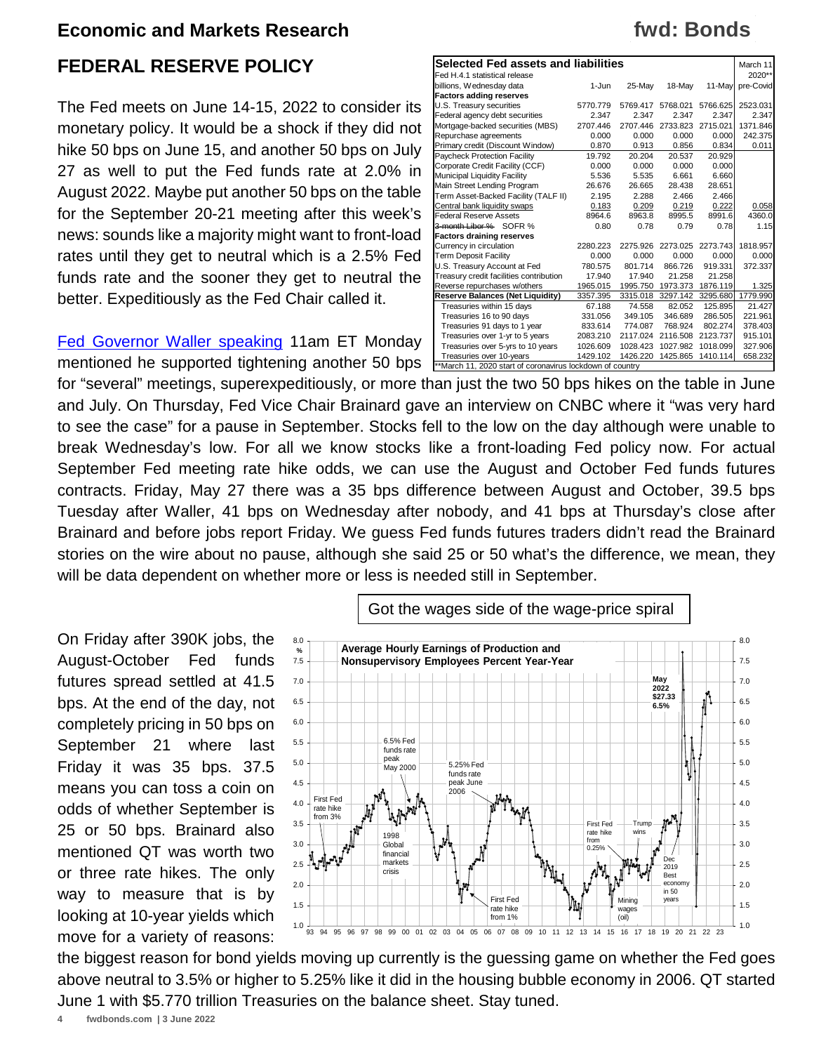## FEDERAL RESERVE POLICY

The Fed meets on June 14-15, 2022 to consider its monetary policy. It would be a shock if they did not hike 50 bps on June 15, and another 50 bps on July 27 as well to put the Fed funds rate at 2.0% in August 2022. Maybe put another 50 bps on the table for the September 20-21 meeting after this week's news: sounds like a majority might want to front-load rates until they get to neutral which is a 2.5% Fed funds rate and the sooner they get to neutral the better. Expeditiously as the Fed Chair called it.

| Selected Fed assets and liabilities | | | | | March 11 |
|---|---|---|---|---|---|
| Fed H.4.1 statistical release | | | | | 2020** |
| billions, Wednesday data | 1-Jun | 25-May | 18-May | 11-May | pre-Covid |
| **Factors adding reserves** | | | | | |
| U.S. Treasury securities | 5770.779 | 5769.417 | 5768.021 | 5766.625 | 2523.031 |
| Federal agency debt securities | 2.347 | 2.347 | 2.347 | 2.347 | 2.347 |
| Mortgage-backed securities (MBS) | 2707.446 | 2707.446 | 2733.823 | 2715.021 | 1371.846 |
| Repurchase agreements | 0.000 | 0.000 | 0.000 | 0.000 | 242.375 |
| Primary credit (Discount Window) | 0.870 | 0.913 | 0.856 | 0.834 | 0.011 |
| Paycheck Protection Facility | 19.792 | 20.204 | 20.537 | 20.929 | |
| Corporate Credit Facility (CCF) | 0.000 | 0.000 | 0.000 | 0.000 | |
| Municipal Liquidity Facility | 5.536 | 5.535 | 6.661 | 6.660 | |
| Main Street Lending Program | 26.676 | 26.665 | 28.438 | 28.651 | |
| Term Asset-Backed Facility (TALF II) | 2.195 | 2.288 | 2.466 | 2.466 | |
| Central bank liquidity swaps | 0.183 | 0.209 | 0.219 | 0.222 | 0.058 |
| Federal Reserve Assets | 8964.6 | 8963.8 | 8995.5 | 8991.6 | 4360.0 |
| ~~3-month Libor %~~ SOFR % | 0.80 | 0.78 | 0.79 | 0.78 | 1.15 |
| **Factors draining reserves** | | | | | |
| Currency in circulation | 2280.223 | 2275.926 | 2273.025 | 2273.743 | 1818.957 |
| Term Deposit Facility | 0.000 | 0.000 | 0.000 | 0.000 | 0.000 |
| U.S. Treasury Account at Fed | 780.575 | 801.714 | 866.726 | 919.331 | 372.337 |
| Treasury credit facilities contribution | 17.940 | 17.940 | 21.258 | 21.258 | |
| Reverse repurchases w/others | 1965.015 | 1995.750 | 1973.373 | 1876.119 | 1.325 |
| **Reserve Balances (Net Liquidity)** | 3357.395 | 3315.018 | 3297.142 | 3295.680 | 1779.990 |
| Treasuries within 15 days | 67.188 | 74.558 | 82.052 | 125.895 | 21.427 |
| Treasuries 16 to 90 days | 331.056 | 349.105 | 346.689 | 286.505 | 221.961 |
| Treasuries 91 days to 1 year | 833.614 | 774.087 | 768.924 | 802.274 | 378.403 |
| Treasuries over 1-yr to 5 years | 2083.210 | 2117.024 | 2116.508 | 2123.737 | 915.101 |
| Treasuries over 5-yrs to 10 years | 1026.609 | 1028.423 | 1027.982 | 1018.099 | 327.906 |
| Treasuries over 10-years | 1429.102 | 1426.220 | 1425.865 | 1410.114 | 658.232 |

**March 11, 2020 start of coronavirus lockdown of country

Fed Governor Waller speaking 11am ET Monday mentioned he supported tightening another 50 bps for "several" meetings, superexpeditiously, or more than just the two 50 bps hikes on the table in June and July. On Thursday, Fed Vice Chair Brainard gave an interview on CNBC where it "was very hard to see the case" for a pause in September. Stocks fell to the low on the day although were unable to break Wednesday's low. For all we know stocks like a front-loading Fed policy now. For actual September Fed meeting rate hike odds, we can use the August and October Fed funds futures contracts. Friday, May 27 there was a 35 bps difference between August and October, 39.5 bps Tuesday after Waller, 41 bps on Wednesday after nobody, and 41 bps at Thursday's close after Brainard and before jobs report Friday. We guess Fed funds futures traders didn't read the Brainard stories on the wire about no pause, although she said 25 or 50 what's the difference, we mean, they will be data dependent on whether more or less is needed still in September.

Got the wages side of the wage-price spiral

On Friday after 390K jobs, the August-October Fed funds futures spread settled at 41.5 bps. At the end of the day, not completely pricing in 50 bps on September 21 where last Friday it was 35 bps. 37.5 means you can toss a coin on odds of whether September is 25 or 50 bps. Brainard also mentioned QT was worth two or three rate hikes. The only way to measure that is by looking at 10-year yields which move for a variety of reasons: the biggest reason for bond yields moving up currently is the guessing game on whether the Fed goes above neutral to 3.5% or higher to 5.25% like it did in the housing bubble economy in 2006. QT started June 1 with $5.770 trillion Treasuries on the balance sheet. Stay tuned.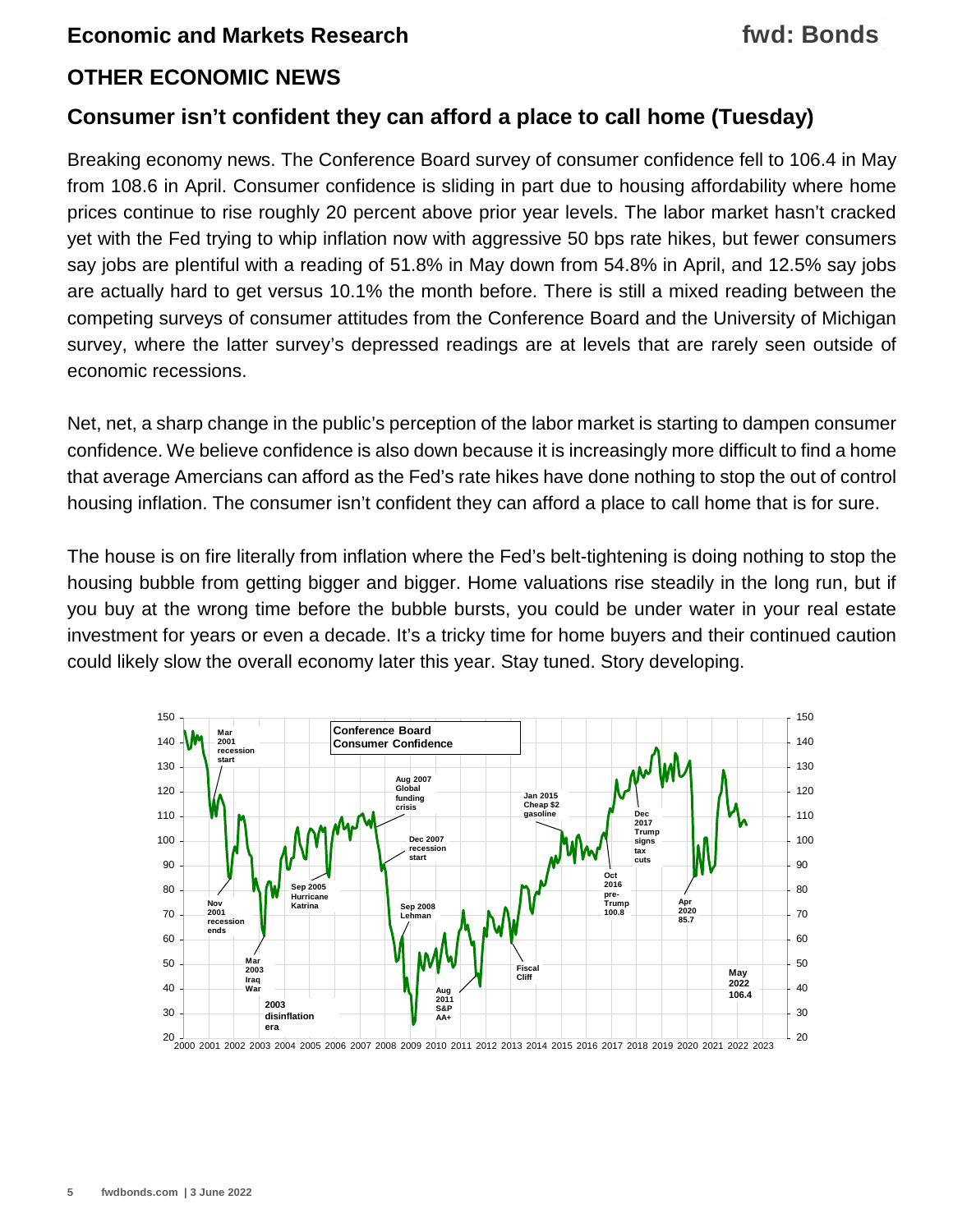## OTHER ECONOMIC NEWS

### Consumer isn't confident they can afford a place to call home (Tuesday)

Breaking economy news. The Conference Board survey of consumer confidence fell to 106.4 in May from 108.6 in April. Consumer confidence is sliding in part due to housing affordability where home prices continue to rise roughly 20 percent above prior year levels. The labor market hasn't cracked yet with the Fed trying to whip inflation now with aggressive 50 bps rate hikes, but fewer consumers say jobs are plentiful with a reading of 51.8% in May down from 54.8% in April, and 12.5% say jobs are actually hard to get versus 10.1% the month before. There is still a mixed reading between the competing surveys of consumer attitudes from the Conference Board and the University of Michigan survey, where the latter survey's depressed readings are at levels that are rarely seen outside of economic recessions.

Net, net, a sharp change in the public's perception of the labor market is starting to dampen consumer confidence. We believe confidence is also down because it is increasingly more difficult to find a home that average Amercians can afford as the Fed's rate hikes have done nothing to stop the out of control housing inflation. The consumer isn't confident they can afford a place to call home that is for sure.

The house is on fire literally from inflation where the Fed's belt-tightening is doing nothing to stop the housing bubble from getting bigger and bigger. Home valuations rise steadily in the long run, but if you buy at the wrong time before the bubble bursts, you could be under water in your real estate investment for years or even a decade. It's a tricky time for home buyers and their continued caution could likely slow the overall economy later this year. Stay tuned. Story developing.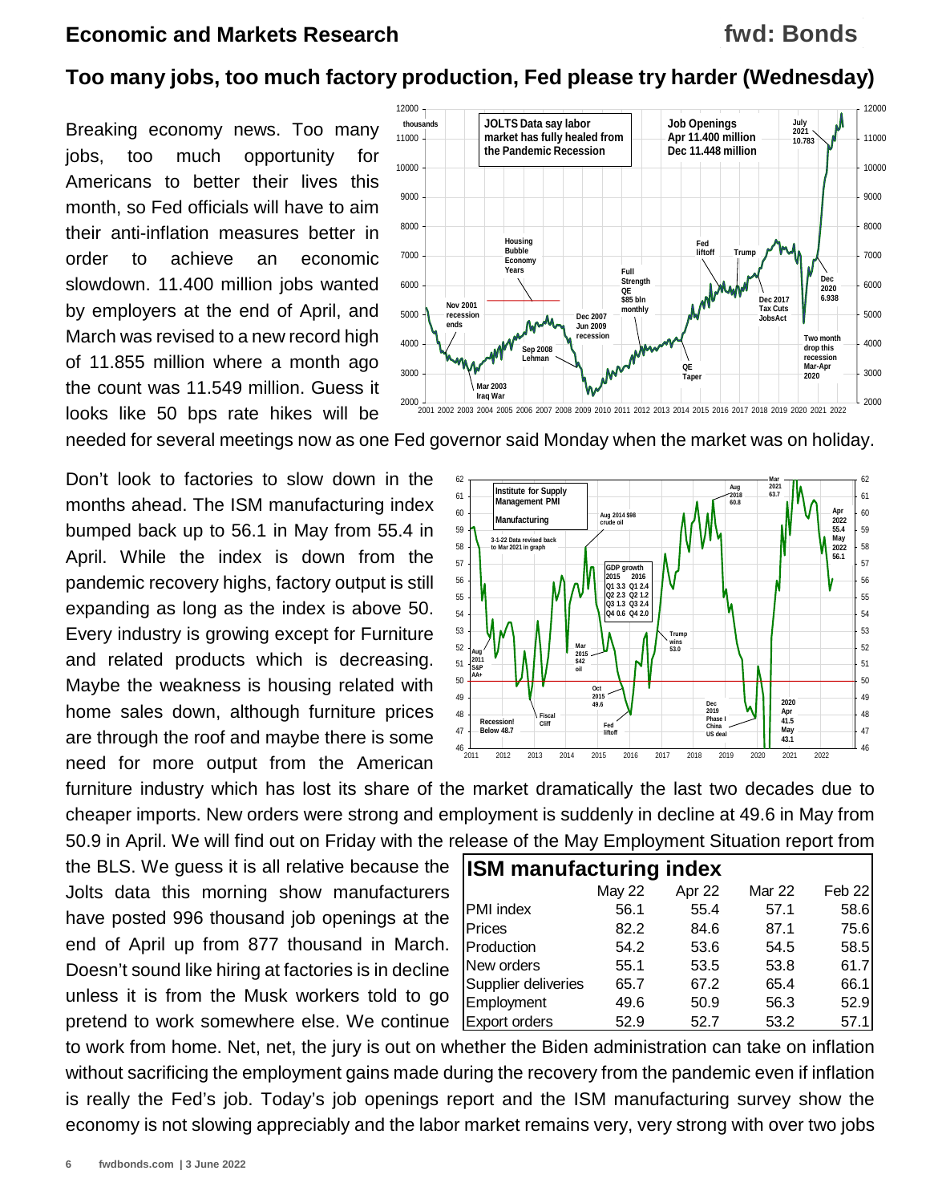## Too many jobs, too much factory production, Fed please try harder (Wednesday)

Breaking economy news. Too many jobs, too much opportunity for Americans to better their lives this month, so Fed officials will have to aim their anti-inflation measures better in order to achieve an economic slowdown. 11.400 million jobs wanted by employers at the end of April, and March was revised to a new record high of 11.855 million where a month ago the count was 11.549 million. Guess it looks like 50 bps rate hikes will be needed for several meetings now as one Fed governor said Monday when the market was on holiday.

Don't look to factories to slow down in the months ahead. The ISM manufacturing index bumped back up to 56.1 in May from 55.4 in April. While the index is down from the pandemic recovery highs, factory output is still expanding as long as the index is above 50. Every industry is growing except for Furniture and related products which is decreasing. Maybe the weakness is housing related with home sales down, although furniture prices are through the roof and maybe there is some need for more output from the American furniture industry which has lost its share of the market dramatically the last two decades due to cheaper imports. New orders were strong and employment is suddenly in decline at 49.6 in May from 50.9 in April. We will find out on Friday with the release of the May Employment Situation report from the BLS. We guess it is all relative because the Jolts data this morning show manufacturers have posted 996 thousand job openings at the end of April up from 877 thousand in March. Doesn't sound like hiring at factories is in decline unless it is from the Musk workers told to go pretend to work somewhere else. We continue to work from home. Net, net, the jury is out on whether the Biden administration can take on inflation without sacrificing the employment gains made during the recovery from the pandemic even if inflation is really the Fed's job. Today's job openings report and the ISM manufacturing survey show the economy is not slowing appreciably and the labor market remains very, very strong with over two jobs

**ISM manufacturing index**

| | May 22 | Apr 22 | Mar 22 | Feb 22 |
|---|---|---|---|---|
| PMI index | 56.1 | 55.4 | 57.1 | 58.6 |
| Prices | 82.2 | 84.6 | 87.1 | 75.6 |
| Production | 54.2 | 53.6 | 54.5 | 58.5 |
| New orders | 55.1 | 53.5 | 53.8 | 61.7 |
| Supplier deliveries | 65.7 | 67.2 | 65.4 | 66.1 |
| Employment | 49.6 | 50.9 | 56.3 | 52.9 |
| Export orders | 52.9 | 52.7 | 53.2 | 57.1 |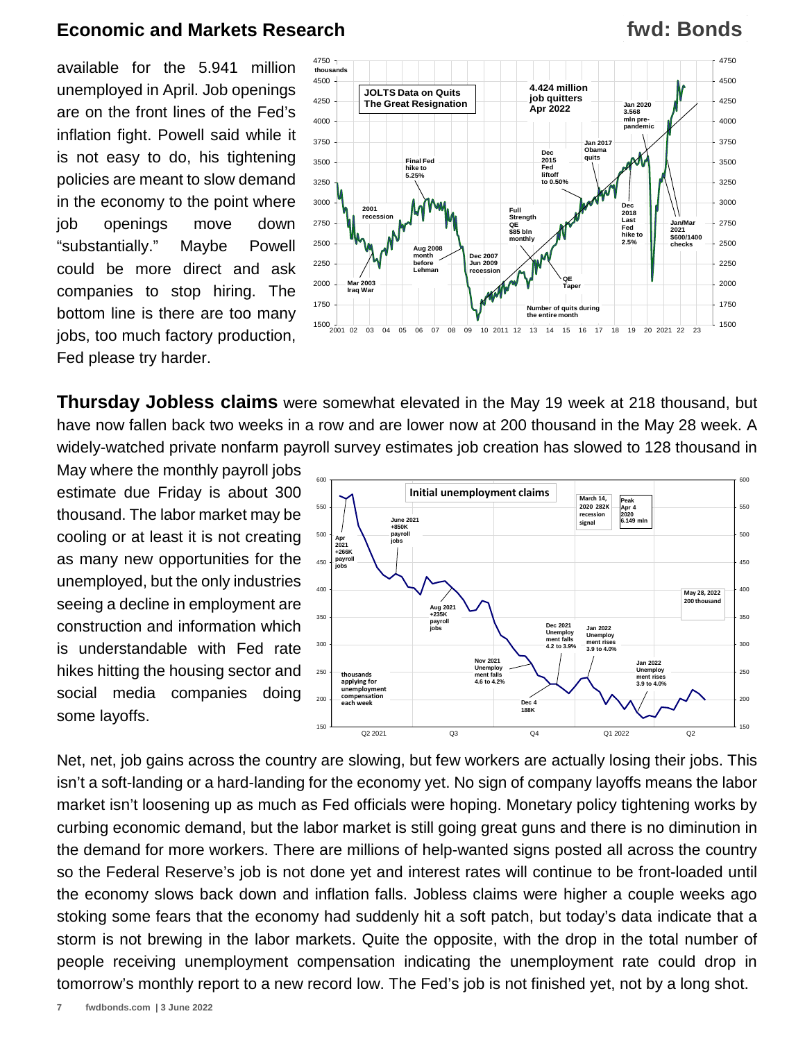available for the 5.941 million unemployed in April. Job openings are on the front lines of the Fed's inflation fight. Powell said while it is not easy to do, his tightening policies are meant to slow demand in the economy to the point where job openings move down "substantially." Maybe Powell could be more direct and ask companies to stop hiring. The bottom line is there are too many jobs, too much factory production, Fed please try harder.

**Thursday Jobless claims** were somewhat elevated in the May 19 week at 218 thousand, but have now fallen back two weeks in a row and are lower now at 200 thousand in the May 28 week. A widely-watched private nonfarm payroll survey estimates job creation has slowed to 128 thousand in May where the monthly payroll jobs estimate due Friday is about 300 thousand. The labor market may be cooling or at least it is not creating as many new opportunities for the unemployed, but the only industries seeing a decline in employment are construction and information which is understandable with Fed rate hikes hitting the housing sector and social media companies doing some layoffs.

Net, net, job gains across the country are slowing, but few workers are actually losing their jobs. This isn't a soft-landing or a hard-landing for the economy yet. No sign of company layoffs means the labor market isn't loosening up as much as Fed officials were hoping. Monetary policy tightening works by curbing economic demand, but the labor market is still going great guns and there is no diminution in the demand for more workers. There are millions of help-wanted signs posted all across the country so the Federal Reserve's job is not done yet and interest rates will continue to be front-loaded until the economy slows back down and inflation falls. Jobless claims were higher a couple weeks ago stoking some fears that the economy had suddenly hit a soft patch, but today's data indicate that a storm is not brewing in the labor markets. Quite the opposite, with the drop in the total number of people receiving unemployment compensation indicating the unemployment rate could drop in tomorrow's monthly report to a new record low. The Fed's job is not finished yet, not by a long shot.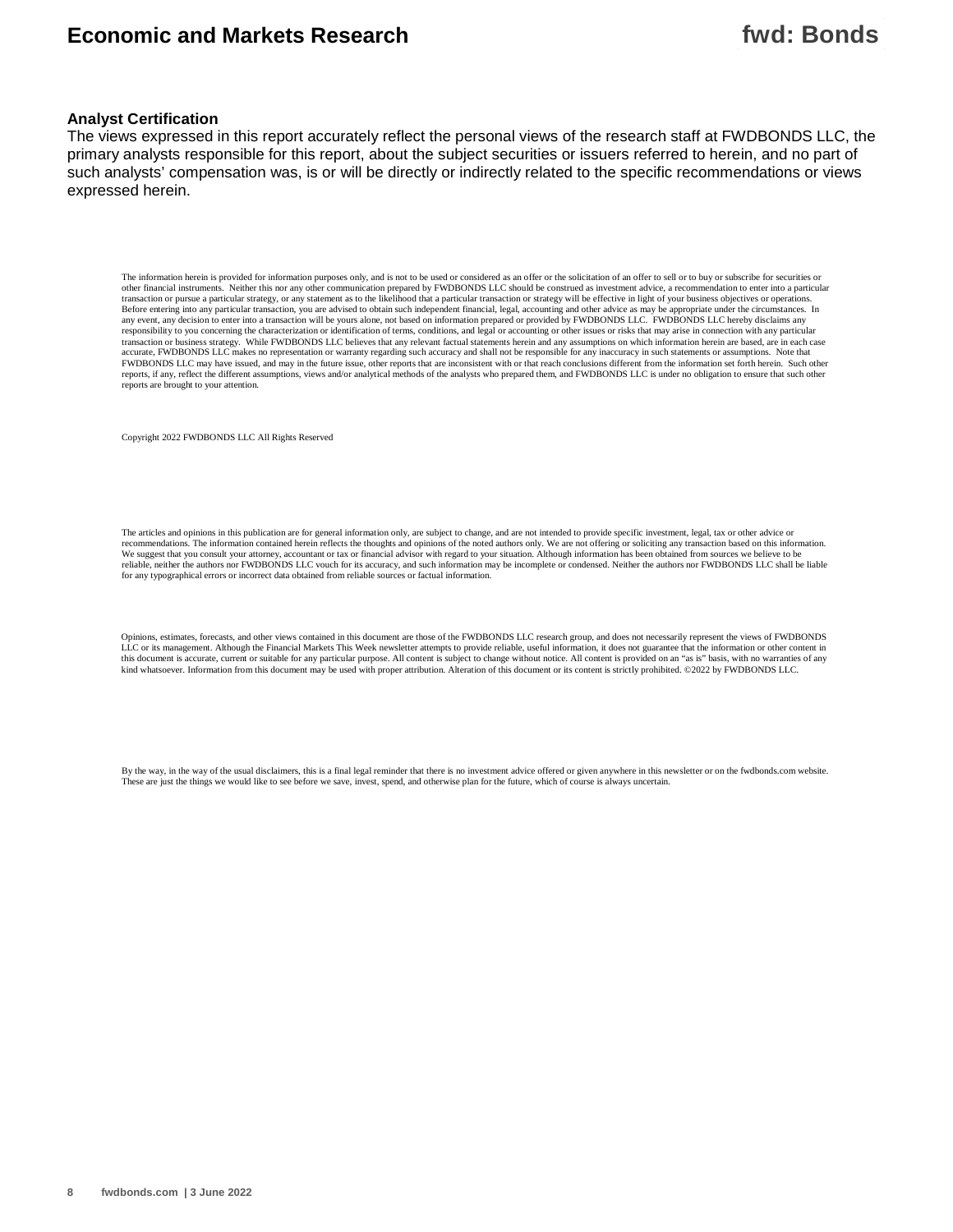### Analyst Certification

The views expressed in this report accurately reflect the personal views of the research staff at FWDBONDS LLC, the primary analysts responsible for this report, about the subject securities or issuers referred to herein, and no part of such analysts' compensation was, is or will be directly or indirectly related to the specific recommendations or views expressed herein.

The information herein is provided for information purposes only, and is not to be used or considered as an offer or the solicitation of an offer to sell or to buy or subscribe for securities or other financial instruments. Neither this nor any other communication prepared by FWDBONDS LLC should be construed as investment advice, a recommendation to enter into a particular transaction or pursue a particular strategy, or any statement as to the likelihood that a particular transaction or strategy will be effective in light of your business objectives or operations. Before entering into any particular transaction, you are advised to obtain such independent financial, legal, accounting and other advice as may be appropriate under the circumstances. In any event, any decision to enter into a transaction will be yours alone, not based on information prepared or provided by FWDBONDS LLC. FWDBONDS LLC hereby disclaims any responsibility to you concerning the characterization or identification of terms, conditions, and legal or accounting or other issues or risks that may arise in connection with any particular transaction or business strategy. While FWDBONDS LLC believes that any relevant factual statements herein and any assumptions on which information herein are based, are in each case accurate, FWDBONDS LLC makes no representation or warranty regarding such accuracy and shall not be responsible for any inaccuracy in such statements or assumptions. Note that FWDBONDS LLC may have issued, and may in the future issue, other reports that are inconsistent with or that reach conclusions different from the information set forth herein. Such other reports, if any, reflect the different assumptions, views and/or analytical methods of the analysts who prepared them, and FWDBONDS LLC is under no obligation to ensure that such other reports are brought to your attention.

Copyright 2022 FWDBONDS LLC All Rights Reserved

The articles and opinions in this publication are for general information only, are subject to change, and are not intended to provide specific investment, legal, tax or other advice or recommendations. The information contained herein reflects the thoughts and opinions of the noted authors only. We are not offering or soliciting any transaction based on this information. We suggest that you consult your attorney, accountant or tax or financial advisor with regard to your situation. Although information has been obtained from sources we believe to be reliable, neither the authors nor FWDBONDS LLC vouch for its accuracy, and such information may be incomplete or condensed. Neither the authors nor FWDBONDS LLC shall be liable for any typographical errors or incorrect data obtained from reliable sources or factual information.

Opinions, estimates, forecasts, and other views contained in this document are those of the FWDBONDS LLC research group, and does not necessarily represent the views of FWDBONDS LLC or its management. Although the Financial Markets This Week newsletter attempts to provide reliable, useful information, it does not guarantee that the information or other content in this document is accurate, current or suitable for any particular purpose. All content is subject to change without notice. All content is provided on an "as is" basis, with no warranties of any kind whatsoever. Information from this document may be used with proper attribution. Alteration of this document or its content is strictly prohibited. ©2022 by FWDBONDS LLC.

By the way, in the way of the usual disclaimers, this is a final legal reminder that there is no investment advice offered or given anywhere in this newsletter or on the fwdbonds.com website. These are just the things we would like to see before we save, invest, spend, and otherwise plan for the future, which of course is always uncertain.